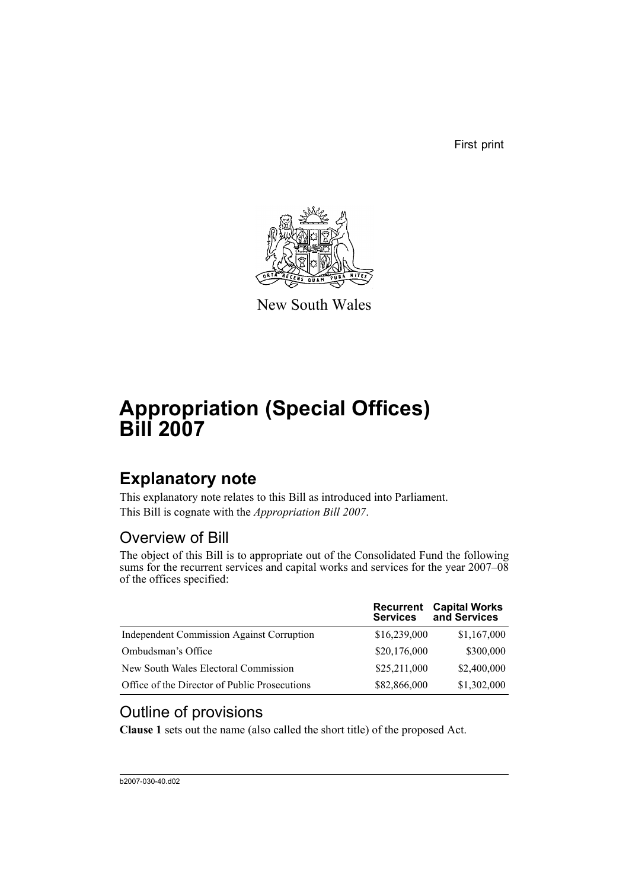First print

New South Wales

# Appropriation (Special Offices) Bill 2007

## Explanatory note

This explanatory note relates to this Bill as introduced into Parliament.

This Bill is cognate with the *Appropriation Bill 2007*.

### Overview of Bill

The object of this Bill is to appropriate out of the Consolidated Fund the following sums for the recurrent services and capital works and services for the year 2007–08 of the offices specified:

| | Recurrent Services | Capital Works and Services |
|---|---|---|
| Independent Commission Against Corruption | \$16,239,000 | \$1,167,000 |
| Ombudsman's Office | \$20,176,000 | \$300,000 |
| New South Wales Electoral Commission | \$25,211,000 | \$2,400,000 |
| Office of the Director of Public Prosecutions | \$82,866,000 | \$1,302,000 |

### Outline of provisions

**Clause 1** sets out the name (also called the short title) of the proposed Act.

b2007-030-40.d02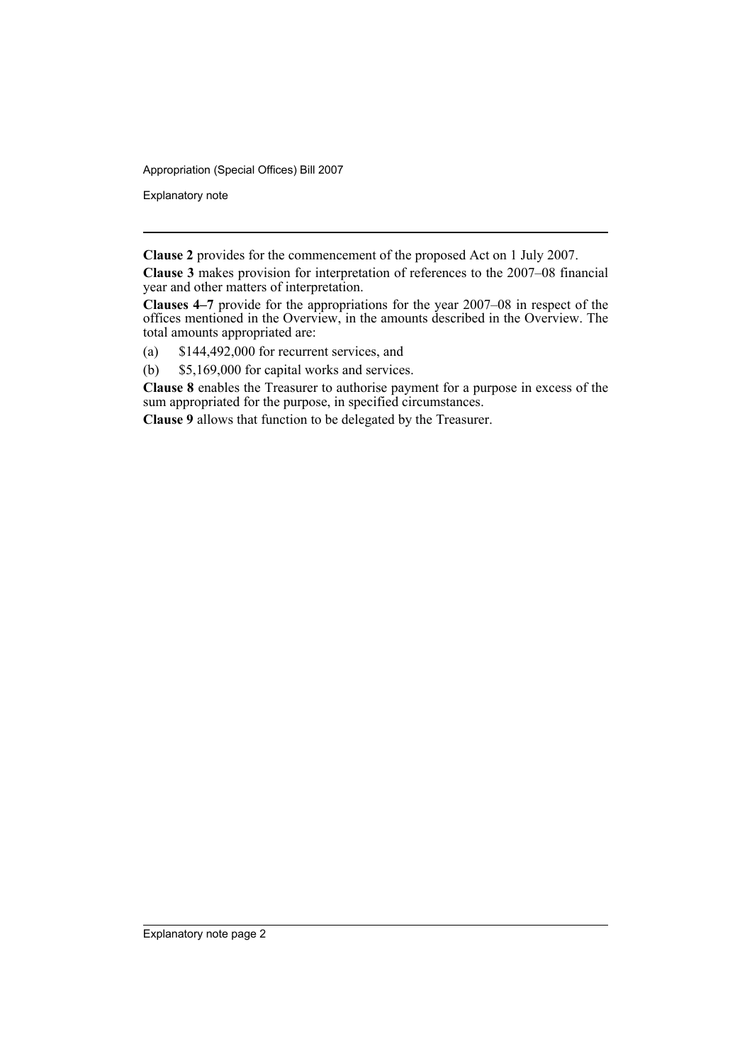**Clause 2** provides for the commencement of the proposed Act on 1 July 2007.

**Clause 3** makes provision for interpretation of references to the 2007–08 financial year and other matters of interpretation.

**Clauses 4–7** provide for the appropriations for the year 2007–08 in respect of the offices mentioned in the Overview, in the amounts described in the Overview. The total amounts appropriated are:

(a) $144,492,000 for recurrent services, and

(b) $5,169,000 for capital works and services.

**Clause 8** enables the Treasurer to authorise payment for a purpose in excess of the sum appropriated for the purpose, in specified circumstances.

**Clause 9** allows that function to be delegated by the Treasurer.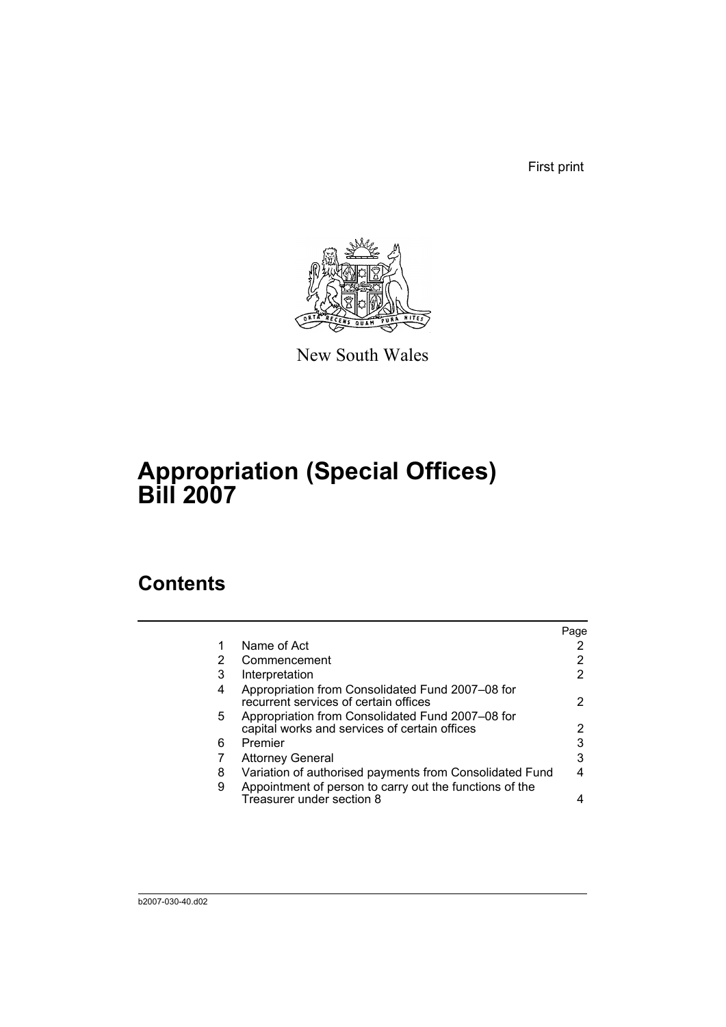First print

New South Wales

# Appropriation (Special Offices) Bill 2007

## Contents

| | | Page |
|---|---|---|
| 1 | Name of Act | 2 |
| 2 | Commencement | 2 |
| 3 | Interpretation | 2 |
| 4 | Appropriation from Consolidated Fund 2007–08 for recurrent services of certain offices | 2 |
| 5 | Appropriation from Consolidated Fund 2007–08 for capital works and services of certain offices | 2 |
| 6 | Premier | 3 |
| 7 | Attorney General | 3 |
| 8 | Variation of authorised payments from Consolidated Fund | 4 |
| 9 | Appointment of person to carry out the functions of the Treasurer under section 8 | 4 |

b2007-030-40.d02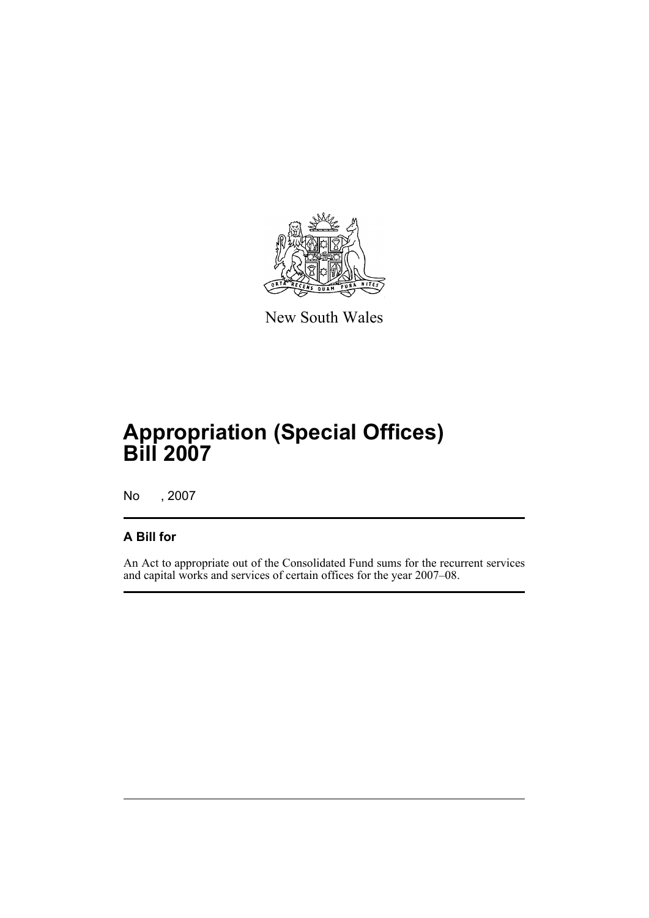New South Wales

# Appropriation (Special Offices) Bill 2007

No , 2007

## A Bill for

An Act to appropriate out of the Consolidated Fund sums for the recurrent services and capital works and services of certain offices for the year 2007–08.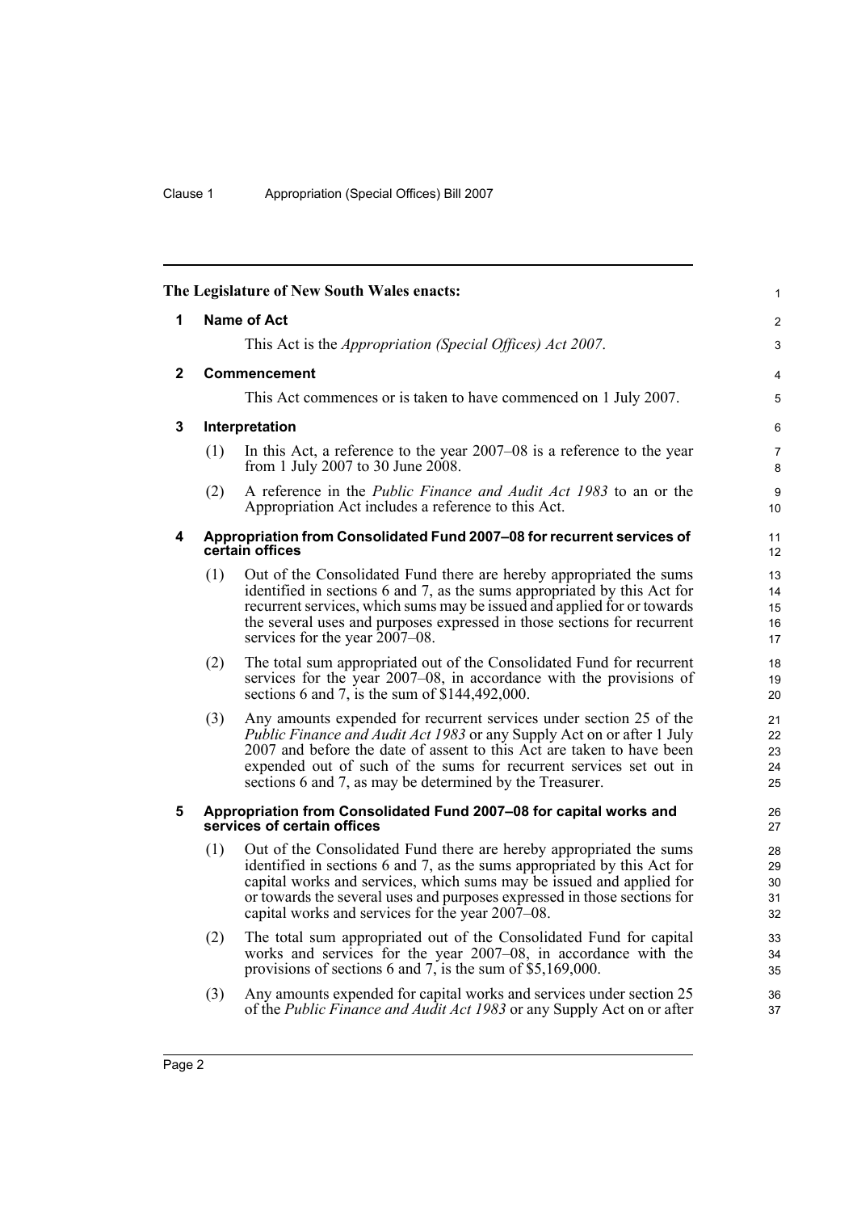The Legislature of New South Wales enacts:

## 1 Name of Act

This Act is the *Appropriation (Special Offices) Act 2007*.

## 2 Commencement

This Act commences or is taken to have commenced on 1 July 2007.

## 3 Interpretation

(1) In this Act, a reference to the year 2007–08 is a reference to the year from 1 July 2007 to 30 June 2008.

(2) A reference in the *Public Finance and Audit Act 1983* to an or the Appropriation Act includes a reference to this Act.

## 4 Appropriation from Consolidated Fund 2007–08 for recurrent services of certain offices

(1) Out of the Consolidated Fund there are hereby appropriated the sums identified in sections 6 and 7, as the sums appropriated by this Act for recurrent services, which sums may be issued and applied for or towards the several uses and purposes expressed in those sections for recurrent services for the year 2007–08.

(2) The total sum appropriated out of the Consolidated Fund for recurrent services for the year 2007–08, in accordance with the provisions of sections 6 and 7, is the sum of $144,492,000.

(3) Any amounts expended for recurrent services under section 25 of the *Public Finance and Audit Act 1983* or any Supply Act on or after 1 July 2007 and before the date of assent to this Act are taken to have been expended out of such of the sums for recurrent services set out in sections 6 and 7, as may be determined by the Treasurer.

## 5 Appropriation from Consolidated Fund 2007–08 for capital works and services of certain offices

(1) Out of the Consolidated Fund there are hereby appropriated the sums identified in sections 6 and 7, as the sums appropriated by this Act for capital works and services, which sums may be issued and applied for or towards the several uses and purposes expressed in those sections for capital works and services for the year 2007–08.

(2) The total sum appropriated out of the Consolidated Fund for capital works and services for the year 2007–08, in accordance with the provisions of sections 6 and 7, is the sum of $5,169,000.

(3) Any amounts expended for capital works and services under section 25 of the *Public Finance and Audit Act 1983* or any Supply Act on or after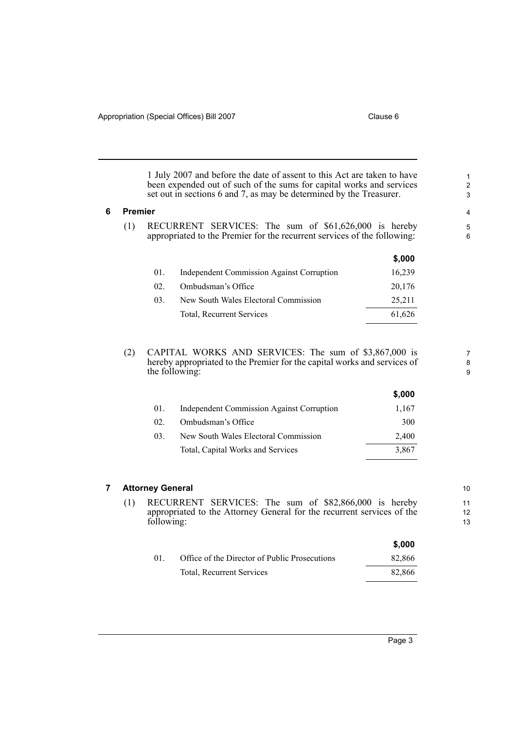1 July 2007 and before the date of assent to this Act are taken to have been expended out of such of the sums for capital works and services set out in sections 6 and 7, as may be determined by the Treasurer.

## 6 Premier

(1) RECURRENT SERVICES: The sum of $61,626,000 is hereby appropriated to the Premier for the recurrent services of the following:

| | | $,000 |
|---|---|---|
| 01. | Independent Commission Against Corruption | 16,239 |
| 02. | Ombudsman's Office | 20,176 |
| 03. | New South Wales Electoral Commission | 25,211 |
| | Total, Recurrent Services | 61,626 |

(2) CAPITAL WORKS AND SERVICES: The sum of $3,867,000 is hereby appropriated to the Premier for the capital works and services of the following:

| | | $,000 |
|---|---|---|
| 01. | Independent Commission Against Corruption | 1,167 |
| 02. | Ombudsman's Office | 300 |
| 03. | New South Wales Electoral Commission | 2,400 |
| | Total, Capital Works and Services | 3,867 |

## 7 Attorney General

(1) RECURRENT SERVICES: The sum of $82,866,000 is hereby appropriated to the Attorney General for the recurrent services of the following:

| | | $,000 |
|---|---|---|
| 01. | Office of the Director of Public Prosecutions | 82,866 |
| | Total, Recurrent Services | 82,866 |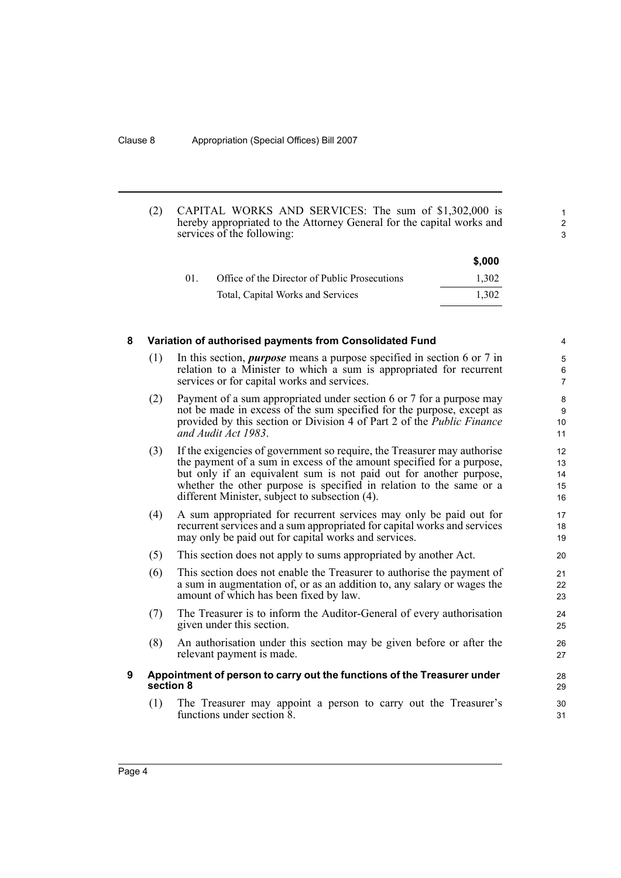(2) CAPITAL WORKS AND SERVICES: The sum of $1,302,000 is hereby appropriated to the Attorney General for the capital works and services of the following:

| | | $,000 |
|---|---|---|
| 01. | Office of the Director of Public Prosecutions | 1,302 |
| | Total, Capital Works and Services | 1,302 |

## 8 Variation of authorised payments from Consolidated Fund

(1) In this section, ***purpose*** means a purpose specified in section 6 or 7 in relation to a Minister to which a sum is appropriated for recurrent services or for capital works and services.

(2) Payment of a sum appropriated under section 6 or 7 for a purpose may not be made in excess of the sum specified for the purpose, except as provided by this section or Division 4 of Part 2 of the *Public Finance and Audit Act 1983*.

(3) If the exigencies of government so require, the Treasurer may authorise the payment of a sum in excess of the amount specified for a purpose, but only if an equivalent sum is not paid out for another purpose, whether the other purpose is specified in relation to the same or a different Minister, subject to subsection (4).

(4) A sum appropriated for recurrent services may only be paid out for recurrent services and a sum appropriated for capital works and services may only be paid out for capital works and services.

(5) This section does not apply to sums appropriated by another Act.

(6) This section does not enable the Treasurer to authorise the payment of a sum in augmentation of, or as an addition to, any salary or wages the amount of which has been fixed by law.

(7) The Treasurer is to inform the Auditor-General of every authorisation given under this section.

(8) An authorisation under this section may be given before or after the relevant payment is made.

## 9 Appointment of person to carry out the functions of the Treasurer under section 8

(1) The Treasurer may appoint a person to carry out the Treasurer's functions under section 8.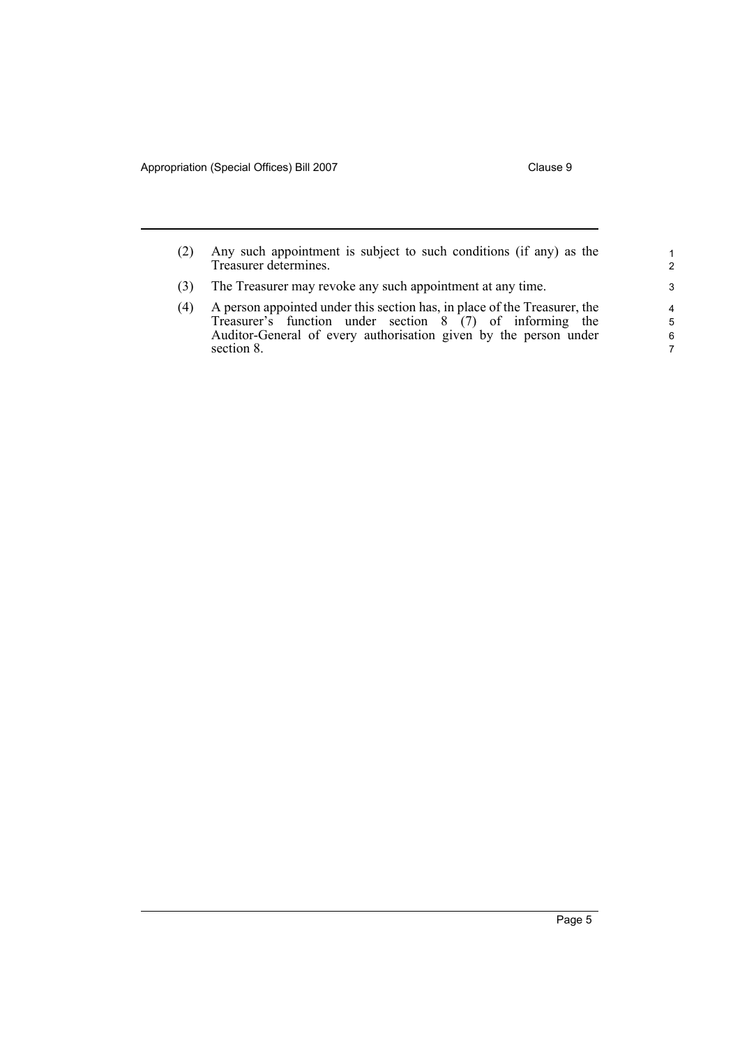(2) Any such appointment is subject to such conditions (if any) as the Treasurer determines.

(3) The Treasurer may revoke any such appointment at any time.

(4) A person appointed under this section has, in place of the Treasurer, the Treasurer's function under section 8 (7) of informing the Auditor-General of every authorisation given by the person under section 8.